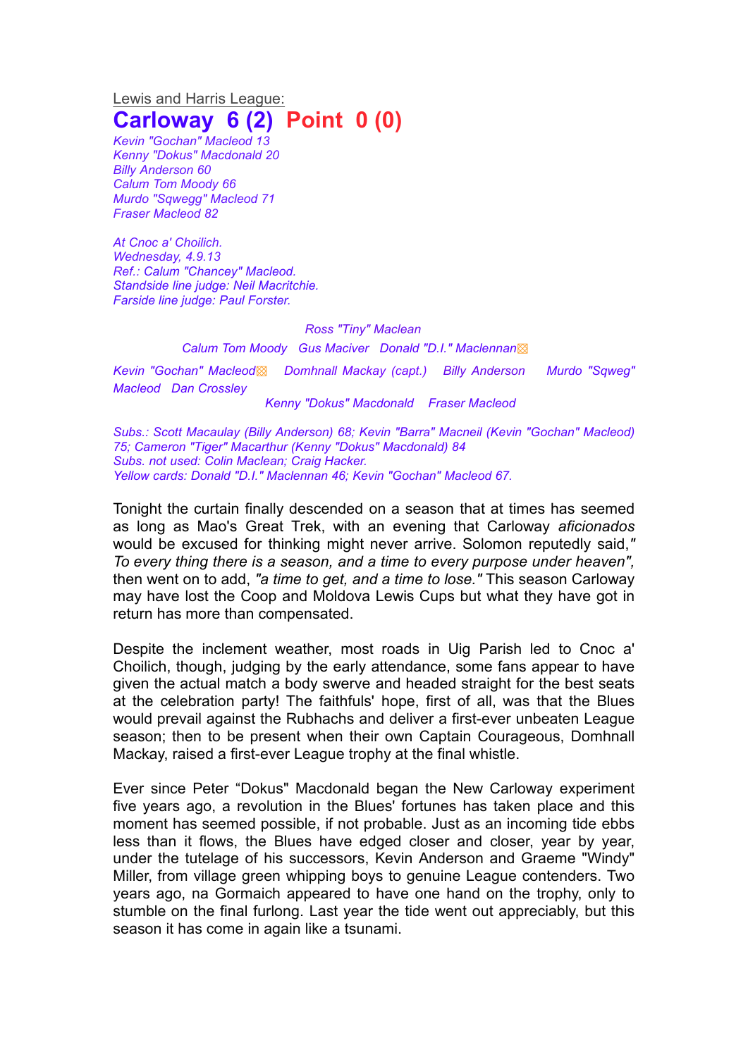Lewis and Harris League:

# Carloway 6 (2) Point 0 (0)

*Kevin "Gochan" Macleod 13*
*Kenny "Dokus" Macdonald 20*
*Billy Anderson 60*
*Calum Tom Moody 66*
*Murdo "Sqwegg" Macleod 71*
*Fraser Macleod 82*

*At Cnoc a' Choilich.*
*Wednesday, 4.9.13*
*Ref.: Calum "Chancey" Macleod.*
*Standside line judge: Neil Macritchie.*
*Farside line judge: Paul Forster.*

*Ross "Tiny" Maclean*

*Calum Tom Moody Gus Maciver Donald "D.I." Maclennan*

*Kevin "Gochan" Macleod Domhnall Mackay (capt.) Billy Anderson Murdo "Sqweg" Macleod Dan Crossley*

*Kenny "Dokus" Macdonald Fraser Macleod*

*Subs.: Scott Macaulay (Billy Anderson) 68; Kevin "Barra" Macneil (Kevin "Gochan" Macleod) 75; Cameron "Tiger" Macarthur (Kenny "Dokus" Macdonald) 84*
*Subs. not used: Colin Maclean; Craig Hacker.*
*Yellow cards: Donald "D.I." Maclennan 46; Kevin "Gochan" Macleod 67.*

Tonight the curtain finally descended on a season that at times has seemed as long as Mao's Great Trek, with an evening that Carloway *aficionados* would be excused for thinking might never arrive. Solomon reputedly said,*" To every thing there is a season, and a time to every purpose under heaven",* then went on to add, *"a time to get, and a time to lose."* This season Carloway may have lost the Coop and Moldova Lewis Cups but what they have got in return has more than compensated.

Despite the inclement weather, most roads in Uig Parish led to Cnoc a' Choilich, though, judging by the early attendance, some fans appear to have given the actual match a body swerve and headed straight for the best seats at the celebration party! The faithfuls' hope, first of all, was that the Blues would prevail against the Rubhachs and deliver a first-ever unbeaten League season; then to be present when their own Captain Courageous, Domhnall Mackay, raised a first-ever League trophy at the final whistle.

Ever since Peter "Dokus" Macdonald began the New Carloway experiment five years ago, a revolution in the Blues' fortunes has taken place and this moment has seemed possible, if not probable. Just as an incoming tide ebbs less than it flows, the Blues have edged closer and closer, year by year, under the tutelage of his successors, Kevin Anderson and Graeme "Windy" Miller, from village green whipping boys to genuine League contenders. Two years ago, na Gormaich appeared to have one hand on the trophy, only to stumble on the final furlong. Last year the tide went out appreciably, but this season it has come in again like a tsunami.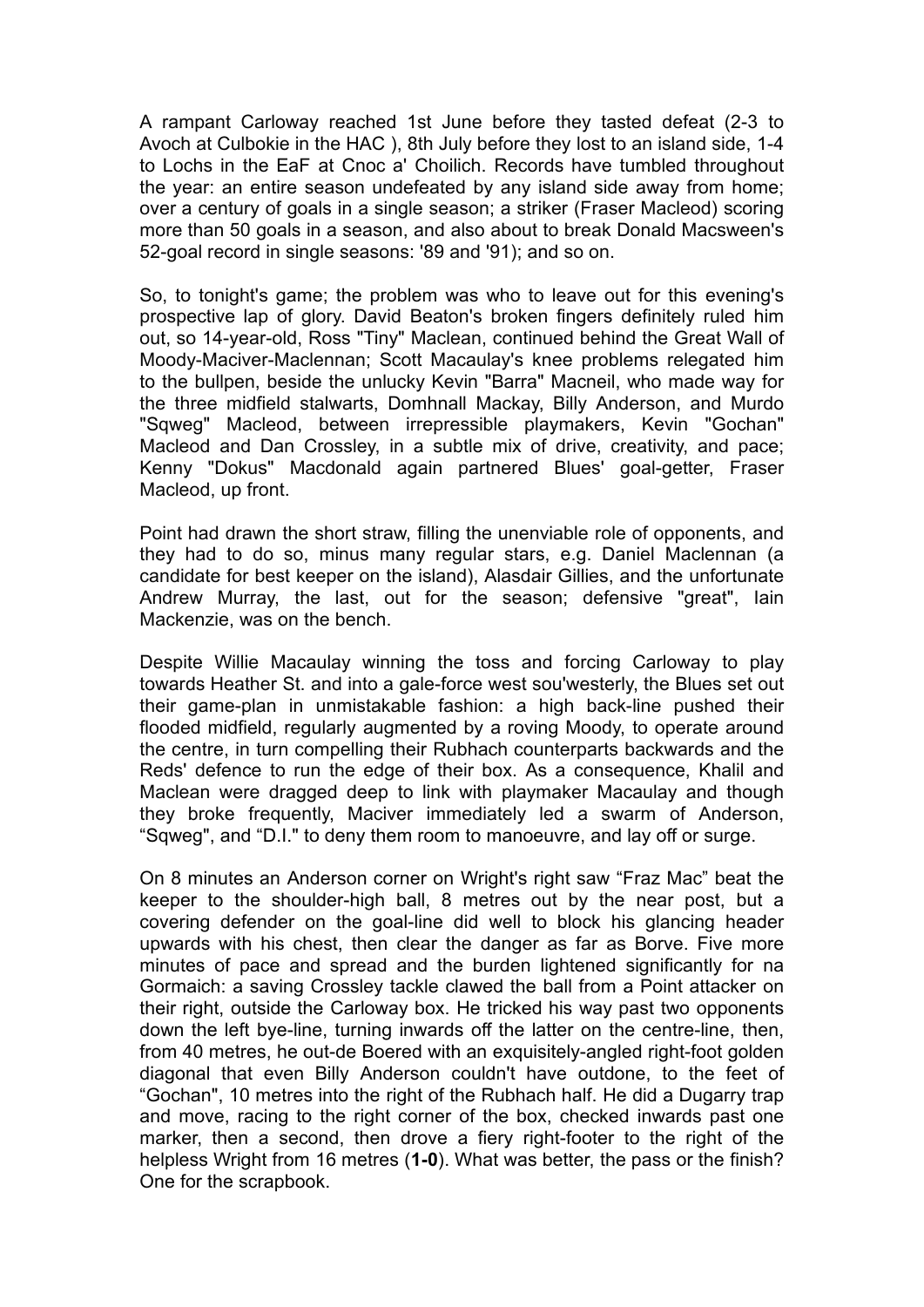A rampant Carloway reached 1st June before they tasted defeat (2-3 to Avoch at Culbokie in the HAC ), 8th July before they lost to an island side, 1-4 to Lochs in the EaF at Cnoc a' Choilich. Records have tumbled throughout the year: an entire season undefeated by any island side away from home; over a century of goals in a single season; a striker (Fraser Macleod) scoring more than 50 goals in a season, and also about to break Donald Macsween's 52-goal record in single seasons: '89 and '91); and so on.

So, to tonight's game; the problem was who to leave out for this evening's prospective lap of glory. David Beaton's broken fingers definitely ruled him out, so 14-year-old, Ross "Tiny" Maclean, continued behind the Great Wall of Moody-Maciver-Maclennan; Scott Macaulay's knee problems relegated him to the bullpen, beside the unlucky Kevin "Barra" Macneil, who made way for the three midfield stalwarts, Domhnall Mackay, Billy Anderson, and Murdo "Sqweg" Macleod, between irrepressible playmakers, Kevin "Gochan" Macleod and Dan Crossley, in a subtle mix of drive, creativity, and pace; Kenny "Dokus" Macdonald again partnered Blues' goal-getter, Fraser Macleod, up front.

Point had drawn the short straw, filling the unenviable role of opponents, and they had to do so, minus many regular stars, e.g. Daniel Maclennan (a candidate for best keeper on the island), Alasdair Gillies, and the unfortunate Andrew Murray, the last, out for the season; defensive "great", Iain Mackenzie, was on the bench.

Despite Willie Macaulay winning the toss and forcing Carloway to play towards Heather St. and into a gale-force west sou'westerly, the Blues set out their game-plan in unmistakable fashion: a high back-line pushed their flooded midfield, regularly augmented by a roving Moody, to operate around the centre, in turn compelling their Rubhach counterparts backwards and the Reds' defence to run the edge of their box. As a consequence, Khalil and Maclean were dragged deep to link with playmaker Macaulay and though they broke frequently, Maciver immediately led a swarm of Anderson, "Sqweg", and "D.I." to deny them room to manoeuvre, and lay off or surge.

On 8 minutes an Anderson corner on Wright's right saw "Fraz Mac" beat the keeper to the shoulder-high ball, 8 metres out by the near post, but a covering defender on the goal-line did well to block his glancing header upwards with his chest, then clear the danger as far as Borve. Five more minutes of pace and spread and the burden lightened significantly for na Gormaich: a saving Crossley tackle clawed the ball from a Point attacker on their right, outside the Carloway box. He tricked his way past two opponents down the left bye-line, turning inwards off the latter on the centre-line, then, from 40 metres, he out-de Boered with an exquisitely-angled right-foot golden diagonal that even Billy Anderson couldn't have outdone, to the feet of "Gochan", 10 metres into the right of the Rubhach half. He did a Dugarry trap and move, racing to the right corner of the box, checked inwards past one marker, then a second, then drove a fiery right-footer to the right of the helpless Wright from 16 metres (**1-0**). What was better, the pass or the finish? One for the scrapbook.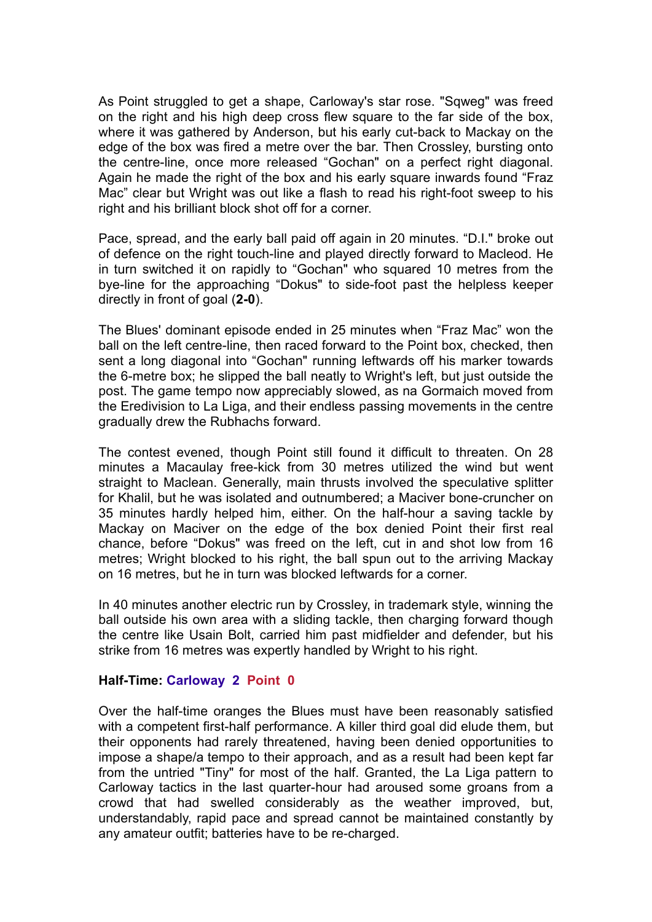As Point struggled to get a shape, Carloway's star rose. "Sqweg" was freed on the right and his high deep cross flew square to the far side of the box, where it was gathered by Anderson, but his early cut-back to Mackay on the edge of the box was fired a metre over the bar. Then Crossley, bursting onto the centre-line, once more released "Gochan" on a perfect right diagonal. Again he made the right of the box and his early square inwards found "Fraz Mac" clear but Wright was out like a flash to read his right-foot sweep to his right and his brilliant block shot off for a corner.

Pace, spread, and the early ball paid off again in 20 minutes. "D.I." broke out of defence on the right touch-line and played directly forward to Macleod. He in turn switched it on rapidly to "Gochan" who squared 10 metres from the bye-line for the approaching "Dokus" to side-foot past the helpless keeper directly in front of goal (**2-0**).

The Blues' dominant episode ended in 25 minutes when "Fraz Mac" won the ball on the left centre-line, then raced forward to the Point box, checked, then sent a long diagonal into "Gochan" running leftwards off his marker towards the 6-metre box; he slipped the ball neatly to Wright's left, but just outside the post. The game tempo now appreciably slowed, as na Gormaich moved from the Eredivision to La Liga, and their endless passing movements in the centre gradually drew the Rubhachs forward.

The contest evened, though Point still found it difficult to threaten. On 28 minutes a Macaulay free-kick from 30 metres utilized the wind but went straight to Maclean. Generally, main thrusts involved the speculative splitter for Khalil, but he was isolated and outnumbered; a Maciver bone-cruncher on 35 minutes hardly helped him, either. On the half-hour a saving tackle by Mackay on Maciver on the edge of the box denied Point their first real chance, before "Dokus" was freed on the left, cut in and shot low from 16 metres; Wright blocked to his right, the ball spun out to the arriving Mackay on 16 metres, but he in turn was blocked leftwards for a corner.

In 40 minutes another electric run by Crossley, in trademark style, winning the ball outside his own area with a sliding tackle, then charging forward though the centre like Usain Bolt, carried him past midfielder and defender, but his strike from 16 metres was expertly handled by Wright to his right.

**Half-Time: Carloway 2 Point 0**

Over the half-time oranges the Blues must have been reasonably satisfied with a competent first-half performance. A killer third goal did elude them, but their opponents had rarely threatened, having been denied opportunities to impose a shape/a tempo to their approach, and as a result had been kept far from the untried "Tiny" for most of the half. Granted, the La Liga pattern to Carloway tactics in the last quarter-hour had aroused some groans from a crowd that had swelled considerably as the weather improved, but, understandably, rapid pace and spread cannot be maintained constantly by any amateur outfit; batteries have to be re-charged.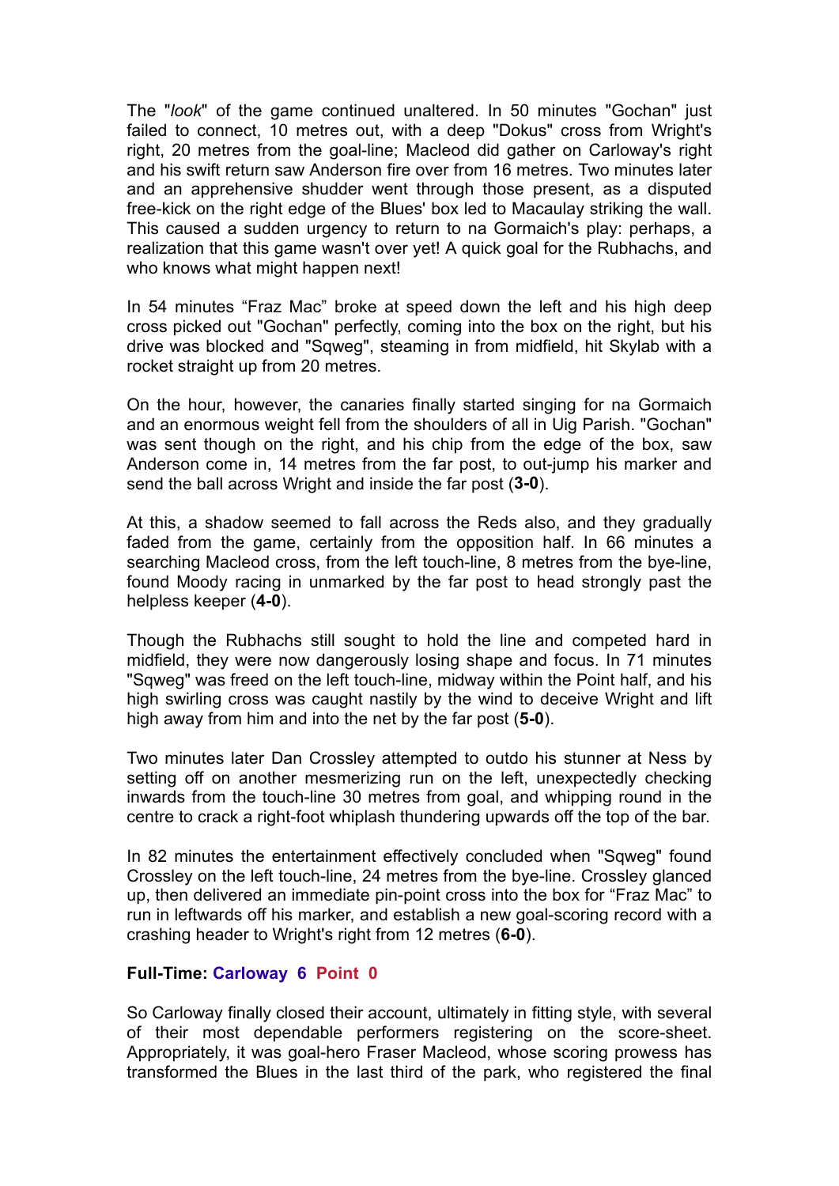The "*look*" of the game continued unaltered. In 50 minutes "Gochan" just failed to connect, 10 metres out, with a deep "Dokus" cross from Wright's right, 20 metres from the goal-line; Macleod did gather on Carloway's right and his swift return saw Anderson fire over from 16 metres. Two minutes later and an apprehensive shudder went through those present, as a disputed free-kick on the right edge of the Blues' box led to Macaulay striking the wall. This caused a sudden urgency to return to na Gormaich's play: perhaps, a realization that this game wasn't over yet! A quick goal for the Rubhachs, and who knows what might happen next!

In 54 minutes "Fraz Mac" broke at speed down the left and his high deep cross picked out "Gochan" perfectly, coming into the box on the right, but his drive was blocked and "Sqweg", steaming in from midfield, hit Skylab with a rocket straight up from 20 metres.

On the hour, however, the canaries finally started singing for na Gormaich and an enormous weight fell from the shoulders of all in Uig Parish. "Gochan" was sent though on the right, and his chip from the edge of the box, saw Anderson come in, 14 metres from the far post, to out-jump his marker and send the ball across Wright and inside the far post (**3-0**).

At this, a shadow seemed to fall across the Reds also, and they gradually faded from the game, certainly from the opposition half. In 66 minutes a searching Macleod cross, from the left touch-line, 8 metres from the bye-line, found Moody racing in unmarked by the far post to head strongly past the helpless keeper (**4-0**).

Though the Rubhachs still sought to hold the line and competed hard in midfield, they were now dangerously losing shape and focus. In 71 minutes "Sqweg" was freed on the left touch-line, midway within the Point half, and his high swirling cross was caught nastily by the wind to deceive Wright and lift high away from him and into the net by the far post (**5-0**).

Two minutes later Dan Crossley attempted to outdo his stunner at Ness by setting off on another mesmerizing run on the left, unexpectedly checking inwards from the touch-line 30 metres from goal, and whipping round in the centre to crack a right-foot whiplash thundering upwards off the top of the bar.

In 82 minutes the entertainment effectively concluded when "Sqweg" found Crossley on the left touch-line, 24 metres from the bye-line. Crossley glanced up, then delivered an immediate pin-point cross into the box for "Fraz Mac" to run in leftwards off his marker, and establish a new goal-scoring record with a crashing header to Wright's right from 12 metres (**6-0**).

**Full-Time: Carloway 6 Point 0**

So Carloway finally closed their account, ultimately in fitting style, with several of their most dependable performers registering on the score-sheet. Appropriately, it was goal-hero Fraser Macleod, whose scoring prowess has transformed the Blues in the last third of the park, who registered the final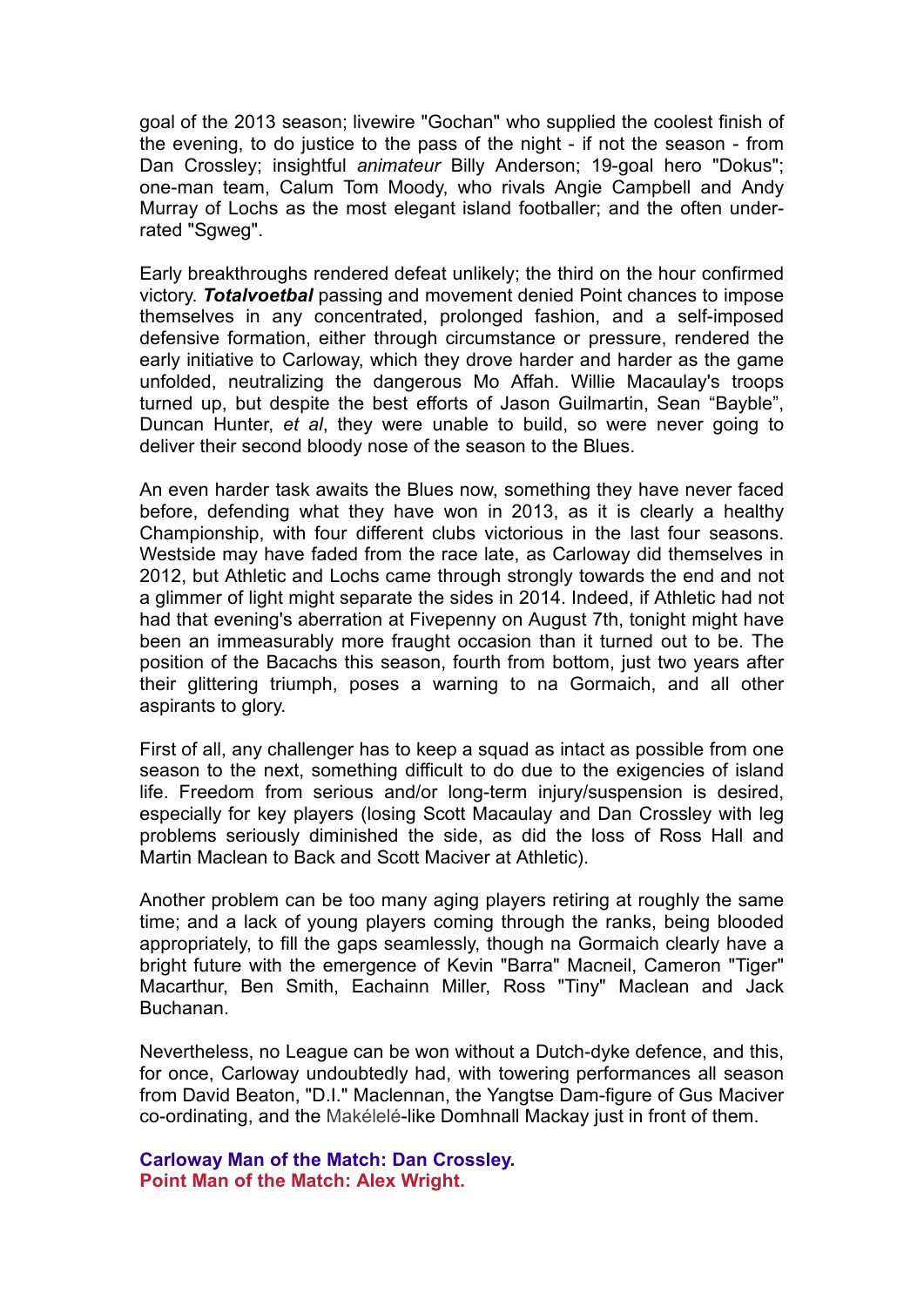goal of the 2013 season; livewire "Gochan" who supplied the coolest finish of the evening, to do justice to the pass of the night - if not the season - from Dan Crossley; insightful *animateur* Billy Anderson; 19-goal hero "Dokus"; one-man team, Calum Tom Moody, who rivals Angie Campbell and Andy Murray of Lochs as the most elegant island footballer; and the often under-rated "Sgweg".

Early breakthroughs rendered defeat unlikely; the third on the hour confirmed victory. ***Totalvoetbal*** passing and movement denied Point chances to impose themselves in any concentrated, prolonged fashion, and a self-imposed defensive formation, either through circumstance or pressure, rendered the early initiative to Carloway, which they drove harder and harder as the game unfolded, neutralizing the dangerous Mo Affah. Willie Macaulay's troops turned up, but despite the best efforts of Jason Guilmartin, Sean “Bayble”, Duncan Hunter, *et al*, they were unable to build, so were never going to deliver their second bloody nose of the season to the Blues.

An even harder task awaits the Blues now, something they have never faced before, defending what they have won in 2013, as it is clearly a healthy Championship, with four different clubs victorious in the last four seasons. Westside may have faded from the race late, as Carloway did themselves in 2012, but Athletic and Lochs came through strongly towards the end and not a glimmer of light might separate the sides in 2014. Indeed, if Athletic had not had that evening's aberration at Fivepenny on August 7th, tonight might have been an immeasurably more fraught occasion than it turned out to be. The position of the Bacachs this season, fourth from bottom, just two years after their glittering triumph, poses a warning to na Gormaich, and all other aspirants to glory.

First of all, any challenger has to keep a squad as intact as possible from one season to the next, something difficult to do due to the exigencies of island life. Freedom from serious and/or long-term injury/suspension is desired, especially for key players (losing Scott Macaulay and Dan Crossley with leg problems seriously diminished the side, as did the loss of Ross Hall and Martin Maclean to Back and Scott Maciver at Athletic).

Another problem can be too many aging players retiring at roughly the same time; and a lack of young players coming through the ranks, being blooded appropriately, to fill the gaps seamlessly, though na Gormaich clearly have a bright future with the emergence of Kevin "Barra" Macneil, Cameron "Tiger" Macarthur, Ben Smith, Eachainn Miller, Ross "Tiny" Maclean and Jack Buchanan.

Nevertheless, no League can be won without a Dutch-dyke defence, and this, for once, Carloway undoubtedly had, with towering performances all season from David Beaton, "D.I." Maclennan, the Yangtse Dam-figure of Gus Maciver co-ordinating, and the Makélélé-like Domhnall Mackay just in front of them.

**Carloway Man of the Match: Dan Crossley.**
**Point Man of the Match: Alex Wright.**